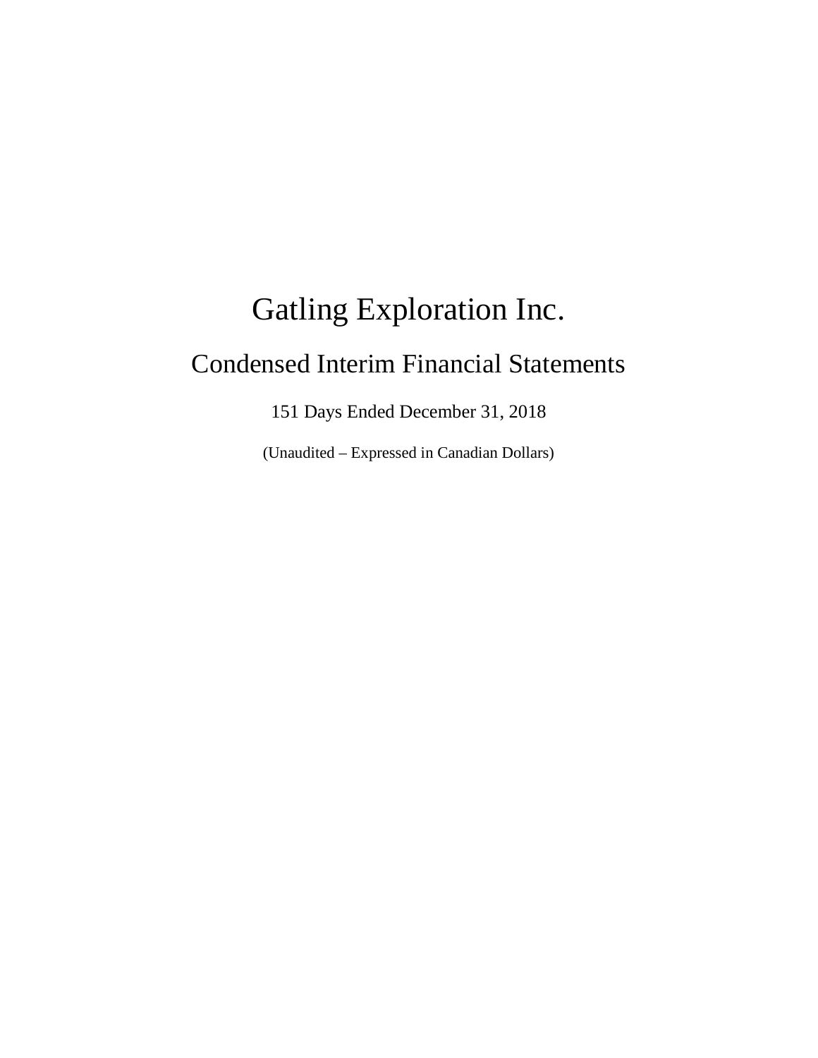# Gatling Exploration Inc.

## Condensed Interim Financial Statements

151 Days Ended December 31, 2018

(Unaudited – Expressed in Canadian Dollars)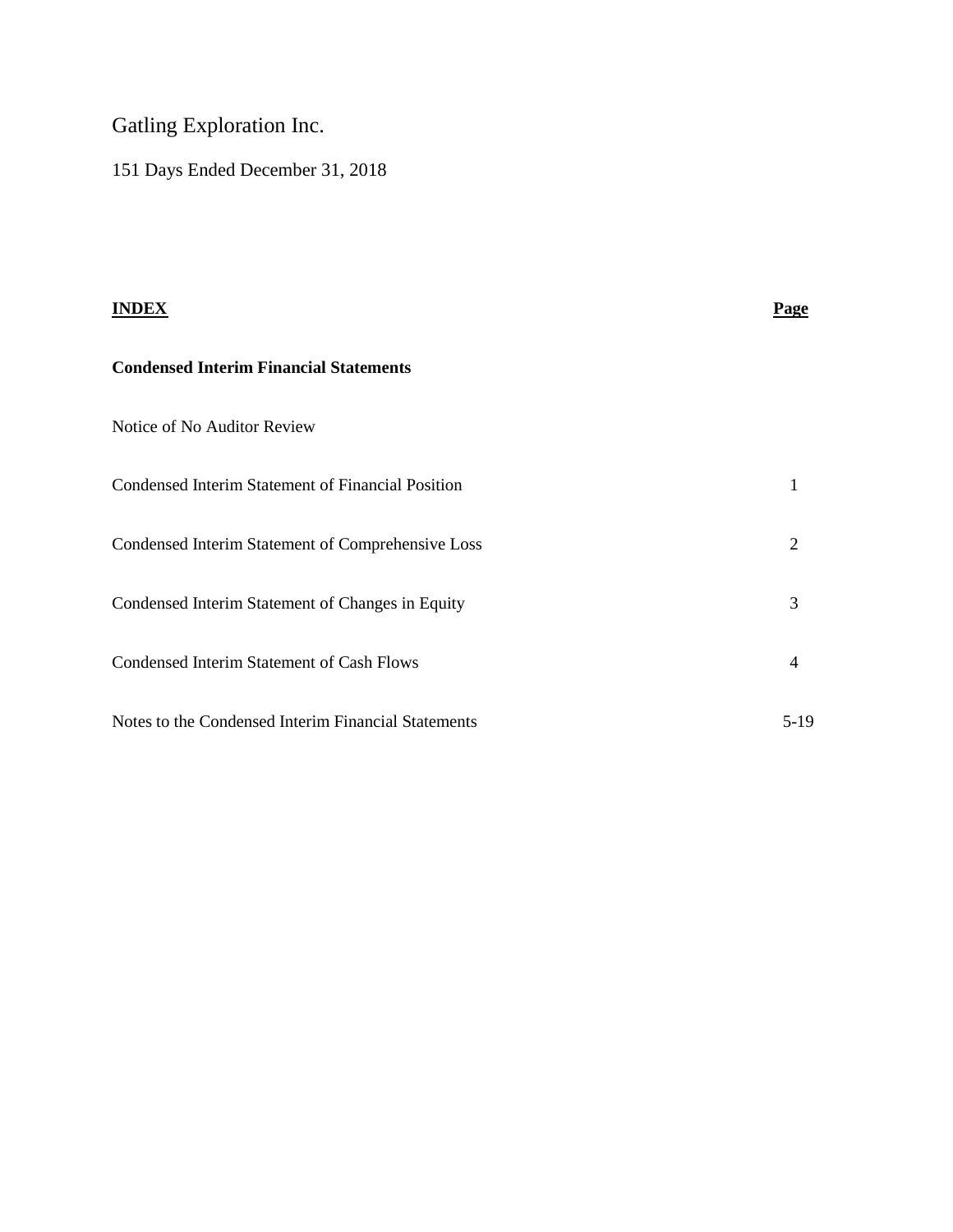Gatling Exploration Inc.

151 Days Ended December 31, 2018

| **INDEX** | **Page** |
|---|---|
| **Condensed Interim Financial Statements** | |
| Notice of No Auditor Review | |
| Condensed Interim Statement of Financial Position | 1 |
| Condensed Interim Statement of Comprehensive Loss | 2 |
| Condensed Interim Statement of Changes in Equity | 3 |
| Condensed Interim Statement of Cash Flows | 4 |
| Notes to the Condensed Interim Financial Statements | 5-19 |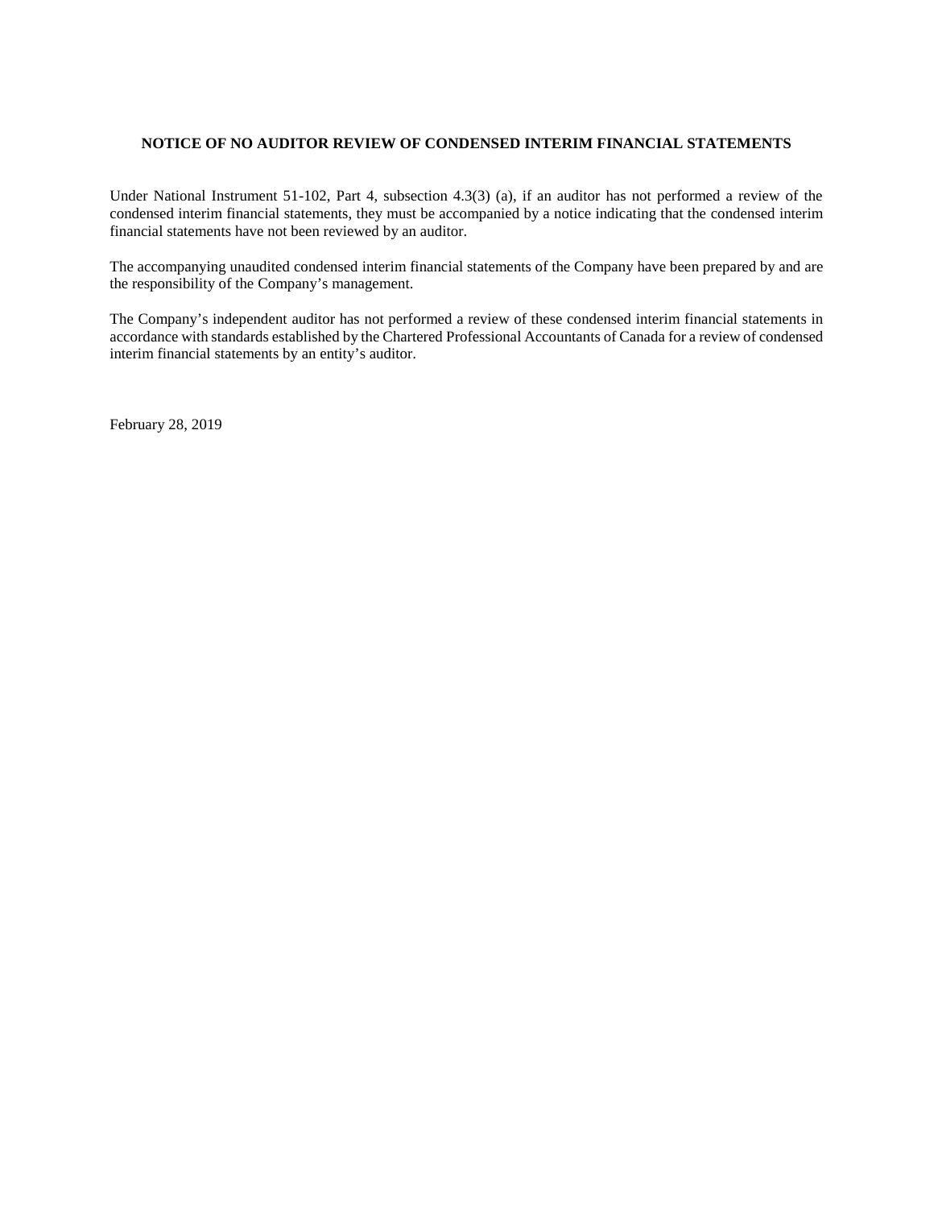**NOTICE OF NO AUDITOR REVIEW OF CONDENSED INTERIM FINANCIAL STATEMENTS**

Under National Instrument 51-102, Part 4, subsection 4.3(3) (a), if an auditor has not performed a review of the condensed interim financial statements, they must be accompanied by a notice indicating that the condensed interim financial statements have not been reviewed by an auditor.

The accompanying unaudited condensed interim financial statements of the Company have been prepared by and are the responsibility of the Company's management.

The Company's independent auditor has not performed a review of these condensed interim financial statements in accordance with standards established by the Chartered Professional Accountants of Canada for a review of condensed interim financial statements by an entity's auditor.

February 28, 2019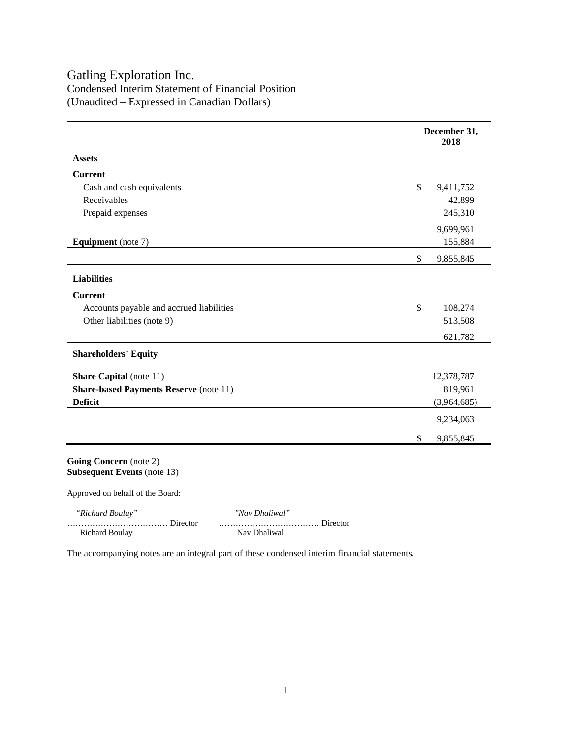# Gatling Exploration Inc.

Condensed Interim Statement of Financial Position
(Unaudited – Expressed in Canadian Dollars)

| | December 31, 2018 |
|---|---|
| **Assets** | |
| **Current** | |
| Cash and cash equivalents | $ 9,411,752 |
| Receivables | 42,899 |
| Prepaid expenses | 245,310 |
| | 9,699,961 |
| **Equipment** (note 7) | 155,884 |
| | $ 9,855,845 |
| **Liabilities** | |
| **Current** | |
| Accounts payable and accrued liabilities | $ 108,274 |
| Other liabilities (note 9) | 513,508 |
| | 621,782 |
| **Shareholders' Equity** | |
| **Share Capital** (note 11) | 12,378,787 |
| **Share-based Payments Reserve** (note 11) | 819,961 |
| **Deficit** | (3,964,685) |
| | 9,234,063 |
| | $ 9,855,845 |

**Going Concern** (note 2)
**Subsequent Events** (note 13)

Approved on behalf of the Board:

*"Richard Boulay"* ……………………………… Director
Richard Boulay

*"Nav Dhaliwal"* ……………………………… Director
Nav Dhaliwal

The accompanying notes are an integral part of these condensed interim financial statements.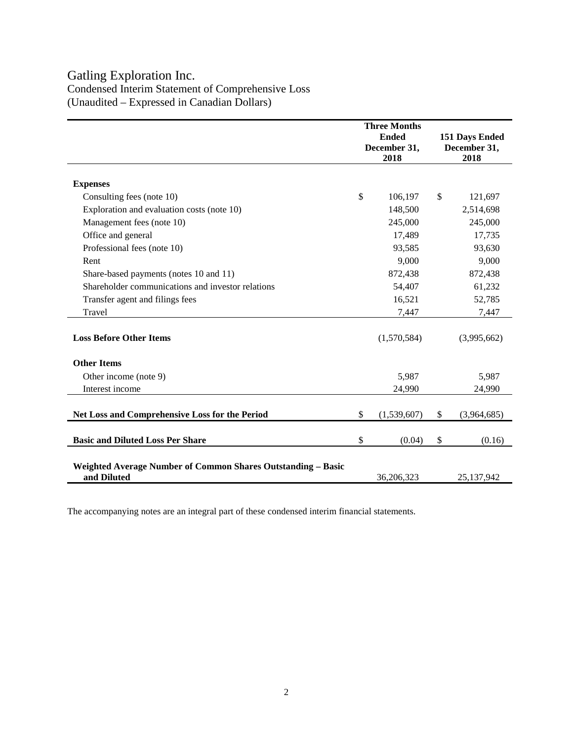# Gatling Exploration Inc.

Condensed Interim Statement of Comprehensive Loss
(Unaudited – Expressed in Canadian Dollars)

| | Three Months Ended December 31, 2018 | 151 Days Ended December 31, 2018 |
|---|---|---|
| **Expenses** | | |
| Consulting fees (note 10) | $ 106,197 | $ 121,697 |
| Exploration and evaluation costs (note 10) | 148,500 | 2,514,698 |
| Management fees (note 10) | 245,000 | 245,000 |
| Office and general | 17,489 | 17,735 |
| Professional fees (note 10) | 93,585 | 93,630 |
| Rent | 9,000 | 9,000 |
| Share-based payments (notes 10 and 11) | 872,438 | 872,438 |
| Shareholder communications and investor relations | 54,407 | 61,232 |
| Transfer agent and filings fees | 16,521 | 52,785 |
| Travel | 7,447 | 7,447 |
| **Loss Before Other Items** | (1,570,584) | (3,995,662) |
| **Other Items** | | |
| Other income (note 9) | 5,987 | 5,987 |
| Interest income | 24,990 | 24,990 |
| **Net Loss and Comprehensive Loss for the Period** | $ (1,539,607) | $ (3,964,685) |
| **Basic and Diluted Loss Per Share** | $ (0.04) | $ (0.16) |
| **Weighted Average Number of Common Shares Outstanding – Basic and Diluted** | 36,206,323 | 25,137,942 |

The accompanying notes are an integral part of these condensed interim financial statements.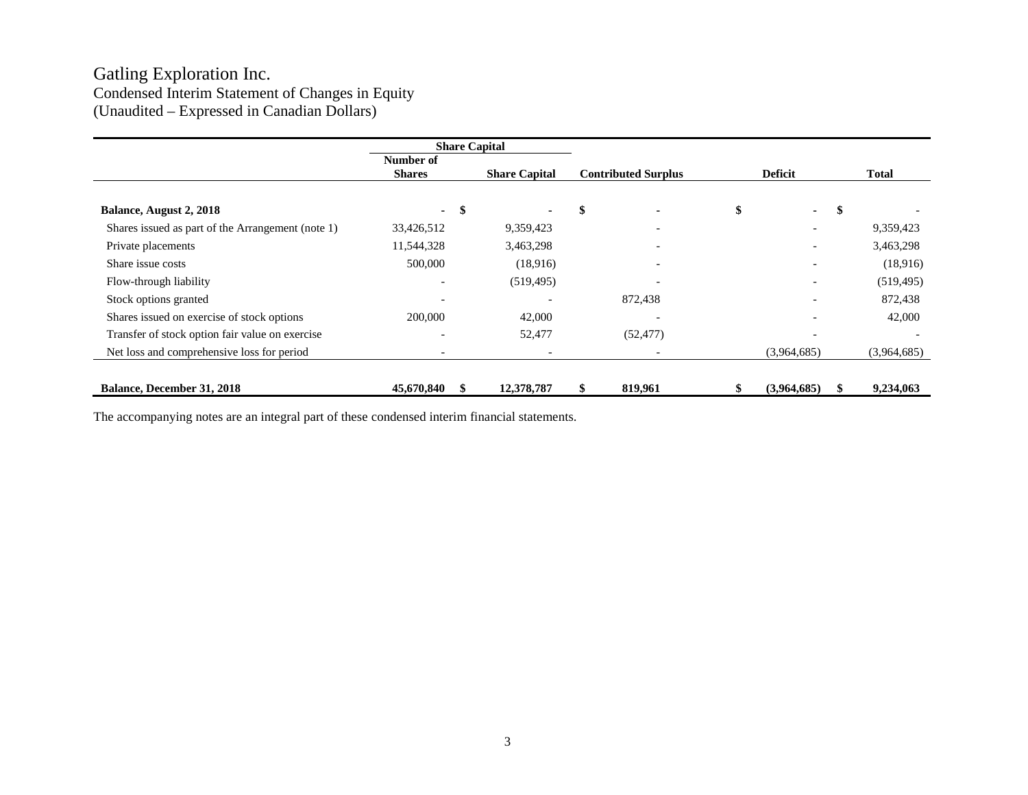# Gatling Exploration Inc.

Condensed Interim Statement of Changes in Equity
(Unaudited – Expressed in Canadian Dollars)

| | Share Capital | | | | |
|---|---|---|---|---|---|
| | Number of Shares | Share Capital | Contributed Surplus | Deficit | Total |
| **Balance, August 2, 2018** | - | $ - | $ - | $ - | $ - |
| Shares issued as part of the Arrangement (note 1) | 33,426,512 | 9,359,423 | - | - | 9,359,423 |
| Private placements | 11,544,328 | 3,463,298 | - | - | 3,463,298 |
| Share issue costs | 500,000 | (18,916) | - | - | (18,916) |
| Flow-through liability | - | (519,495) | - | - | (519,495) |
| Stock options granted | - | - | 872,438 | - | 872,438 |
| Shares issued on exercise of stock options | 200,000 | 42,000 | - | - | 42,000 |
| Transfer of stock option fair value on exercise | - | 52,477 | (52,477) | - | - |
| Net loss and comprehensive loss for period | - | - | - | (3,964,685) | (3,964,685) |
| **Balance, December 31, 2018** | **45,670,840** | **$ 12,378,787** | **$ 819,961** | **$ (3,964,685)** | **$ 9,234,063** |

The accompanying notes are an integral part of these condensed interim financial statements.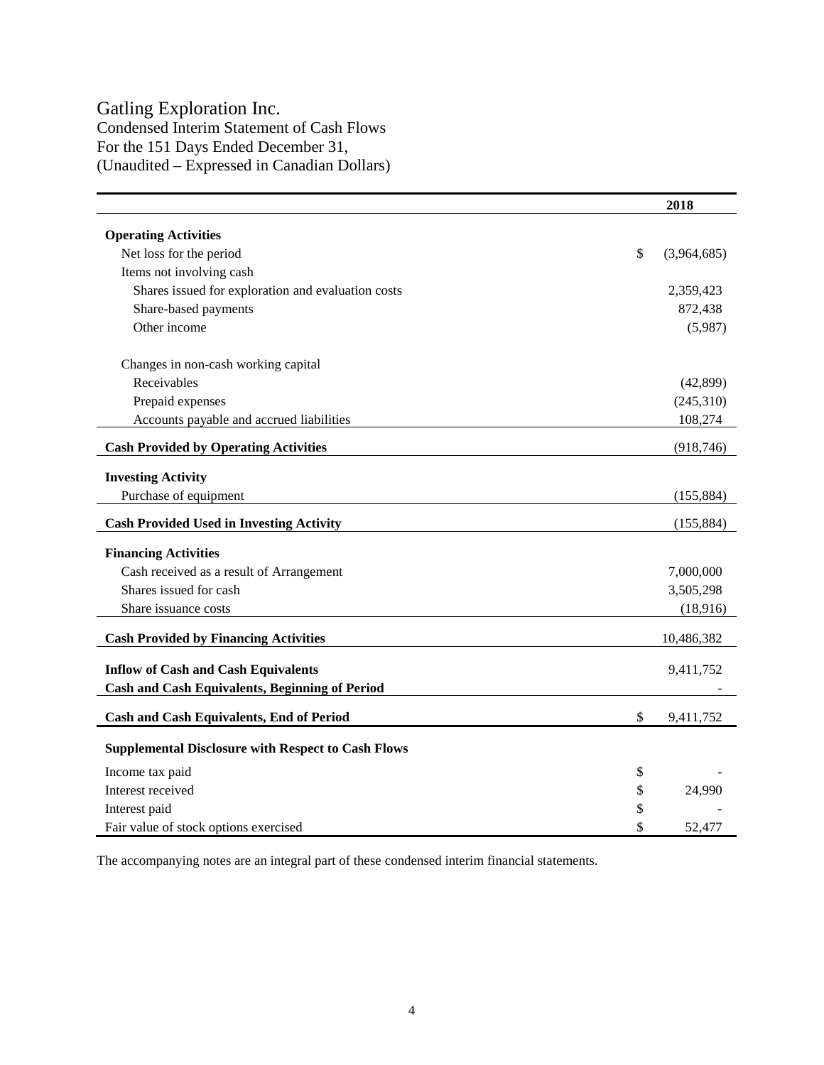# Gatling Exploration Inc.

Condensed Interim Statement of Cash Flows
For the 151 Days Ended December 31,
(Unaudited – Expressed in Canadian Dollars)

| | 2018 |
|---|---|
| **Operating Activities** | |
| Net loss for the period | $ (3,964,685) |
| Items not involving cash | |
| Shares issued for exploration and evaluation costs | 2,359,423 |
| Share-based payments | 872,438 |
| Other income | (5,987) |
| Changes in non-cash working capital | |
| Receivables | (42,899) |
| Prepaid expenses | (245,310) |
| Accounts payable and accrued liabilities | 108,274 |
| **Cash Provided by Operating Activities** | (918,746) |
| **Investing Activity** | |
| Purchase of equipment | (155,884) |
| **Cash Provided Used in Investing Activity** | (155,884) |
| **Financing Activities** | |
| Cash received as a result of Arrangement | 7,000,000 |
| Shares issued for cash | 3,505,298 |
| Share issuance costs | (18,916) |
| **Cash Provided by Financing Activities** | 10,486,382 |
| **Inflow of Cash and Cash Equivalents** | 9,411,752 |
| **Cash and Cash Equivalents, Beginning of Period** | - |
| **Cash and Cash Equivalents, End of Period** | $ 9,411,752 |
| **Supplemental Disclosure with Respect to Cash Flows** | |
| Income tax paid | $ - |
| Interest received | $ 24,990 |
| Interest paid | $ - |
| Fair value of stock options exercised | $ 52,477 |

The accompanying notes are an integral part of these condensed interim financial statements.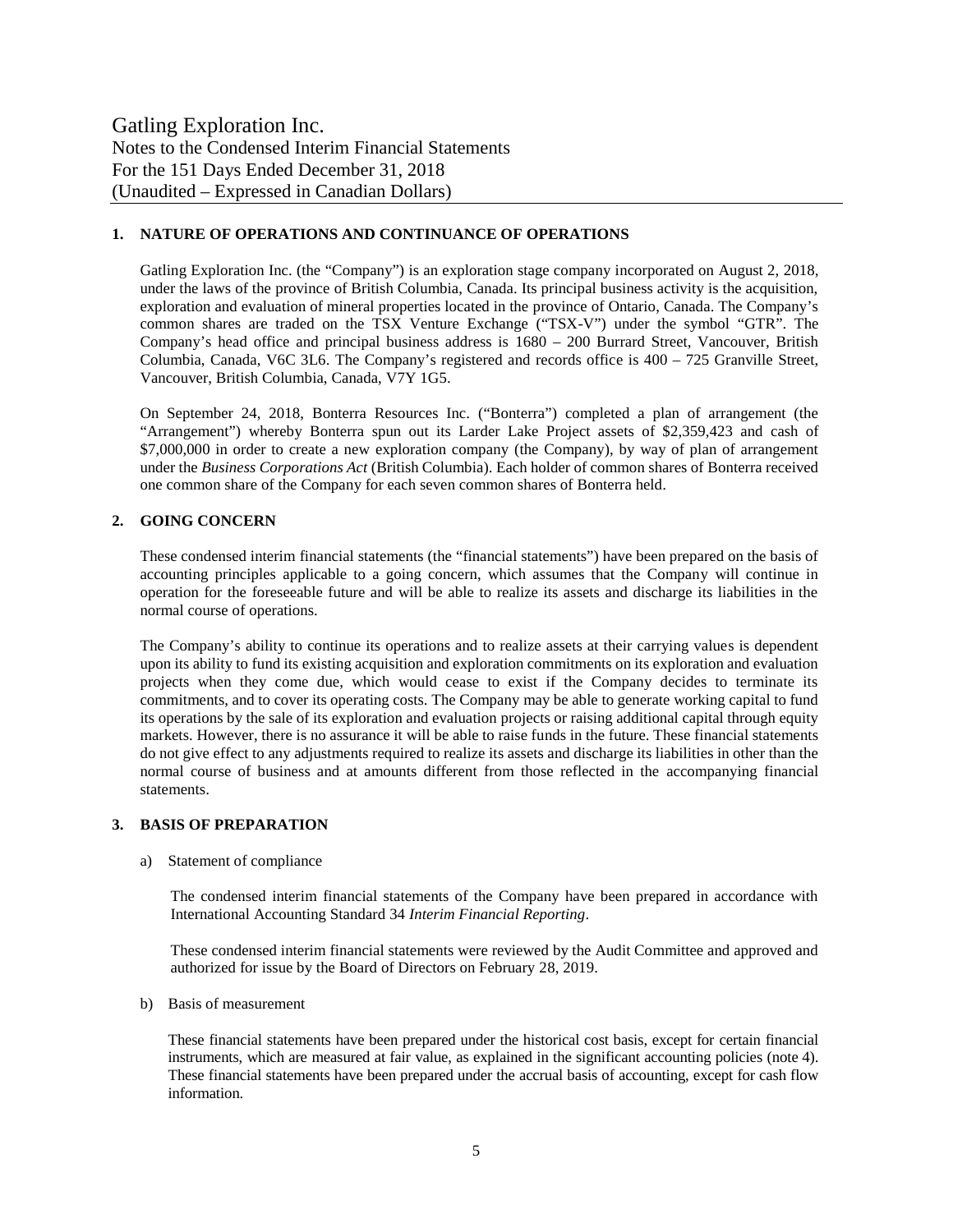## 1. NATURE OF OPERATIONS AND CONTINUANCE OF OPERATIONS

Gatling Exploration Inc. (the "Company") is an exploration stage company incorporated on August 2, 2018, under the laws of the province of British Columbia, Canada. Its principal business activity is the acquisition, exploration and evaluation of mineral properties located in the province of Ontario, Canada. The Company's common shares are traded on the TSX Venture Exchange ("TSX-V") under the symbol "GTR". The Company's head office and principal business address is 1680 – 200 Burrard Street, Vancouver, British Columbia, Canada, V6C 3L6. The Company's registered and records office is 400 – 725 Granville Street, Vancouver, British Columbia, Canada, V7Y 1G5.

On September 24, 2018, Bonterra Resources Inc. ("Bonterra") completed a plan of arrangement (the "Arrangement") whereby Bonterra spun out its Larder Lake Project assets of $2,359,423 and cash of $7,000,000 in order to create a new exploration company (the Company), by way of plan of arrangement under the *Business Corporations Act* (British Columbia). Each holder of common shares of Bonterra received one common share of the Company for each seven common shares of Bonterra held.

## 2. GOING CONCERN

These condensed interim financial statements (the "financial statements") have been prepared on the basis of accounting principles applicable to a going concern, which assumes that the Company will continue in operation for the foreseeable future and will be able to realize its assets and discharge its liabilities in the normal course of operations.

The Company's ability to continue its operations and to realize assets at their carrying values is dependent upon its ability to fund its existing acquisition and exploration commitments on its exploration and evaluation projects when they come due, which would cease to exist if the Company decides to terminate its commitments, and to cover its operating costs. The Company may be able to generate working capital to fund its operations by the sale of its exploration and evaluation projects or raising additional capital through equity markets. However, there is no assurance it will be able to raise funds in the future. These financial statements do not give effect to any adjustments required to realize its assets and discharge its liabilities in other than the normal course of business and at amounts different from those reflected in the accompanying financial statements.

## 3. BASIS OF PREPARATION

a) Statement of compliance

The condensed interim financial statements of the Company have been prepared in accordance with International Accounting Standard 34 *Interim Financial Reporting*.

These condensed interim financial statements were reviewed by the Audit Committee and approved and authorized for issue by the Board of Directors on February 28, 2019.

b) Basis of measurement

These financial statements have been prepared under the historical cost basis, except for certain financial instruments, which are measured at fair value, as explained in the significant accounting policies (note 4). These financial statements have been prepared under the accrual basis of accounting, except for cash flow information.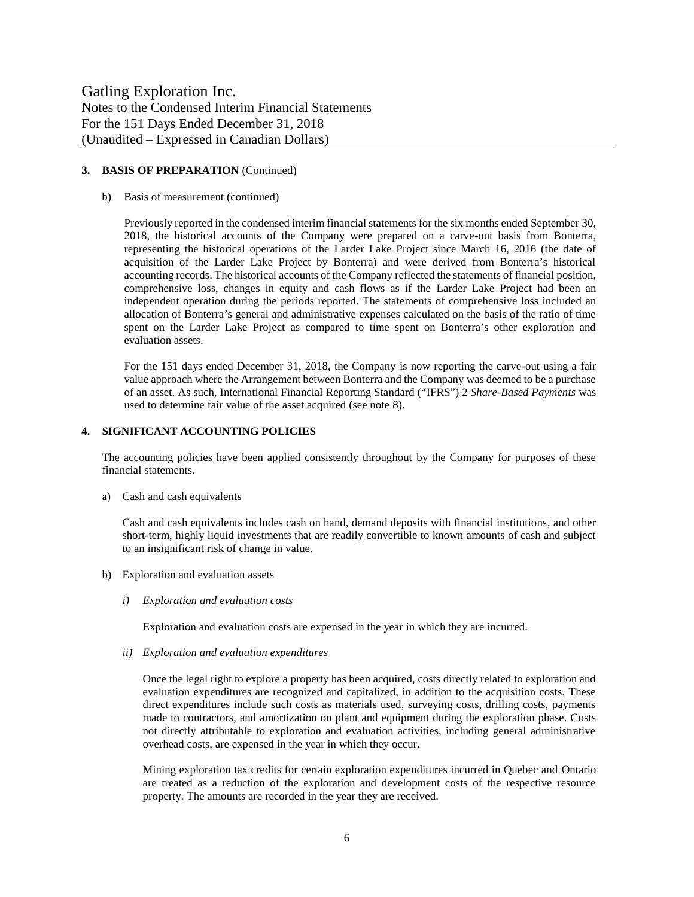### 3. BASIS OF PREPARATION (Continued)

b) Basis of measurement (continued)

Previously reported in the condensed interim financial statements for the six months ended September 30, 2018, the historical accounts of the Company were prepared on a carve-out basis from Bonterra, representing the historical operations of the Larder Lake Project since March 16, 2016 (the date of acquisition of the Larder Lake Project by Bonterra) and were derived from Bonterra's historical accounting records. The historical accounts of the Company reflected the statements of financial position, comprehensive loss, changes in equity and cash flows as if the Larder Lake Project had been an independent operation during the periods reported. The statements of comprehensive loss included an allocation of Bonterra's general and administrative expenses calculated on the basis of the ratio of time spent on the Larder Lake Project as compared to time spent on Bonterra's other exploration and evaluation assets.

For the 151 days ended December 31, 2018, the Company is now reporting the carve-out using a fair value approach where the Arrangement between Bonterra and the Company was deemed to be a purchase of an asset. As such, International Financial Reporting Standard ("IFRS") 2 *Share-Based Payments* was used to determine fair value of the asset acquired (see note 8).

### 4. SIGNIFICANT ACCOUNTING POLICIES

The accounting policies have been applied consistently throughout by the Company for purposes of these financial statements.

a) Cash and cash equivalents

Cash and cash equivalents includes cash on hand, demand deposits with financial institutions, and other short-term, highly liquid investments that are readily convertible to known amounts of cash and subject to an insignificant risk of change in value.

b) Exploration and evaluation assets

*i) Exploration and evaluation costs*

Exploration and evaluation costs are expensed in the year in which they are incurred.

*ii) Exploration and evaluation expenditures*

Once the legal right to explore a property has been acquired, costs directly related to exploration and evaluation expenditures are recognized and capitalized, in addition to the acquisition costs. These direct expenditures include such costs as materials used, surveying costs, drilling costs, payments made to contractors, and amortization on plant and equipment during the exploration phase. Costs not directly attributable to exploration and evaluation activities, including general administrative overhead costs, are expensed in the year in which they occur.

Mining exploration tax credits for certain exploration expenditures incurred in Quebec and Ontario are treated as a reduction of the exploration and development costs of the respective resource property. The amounts are recorded in the year they are received.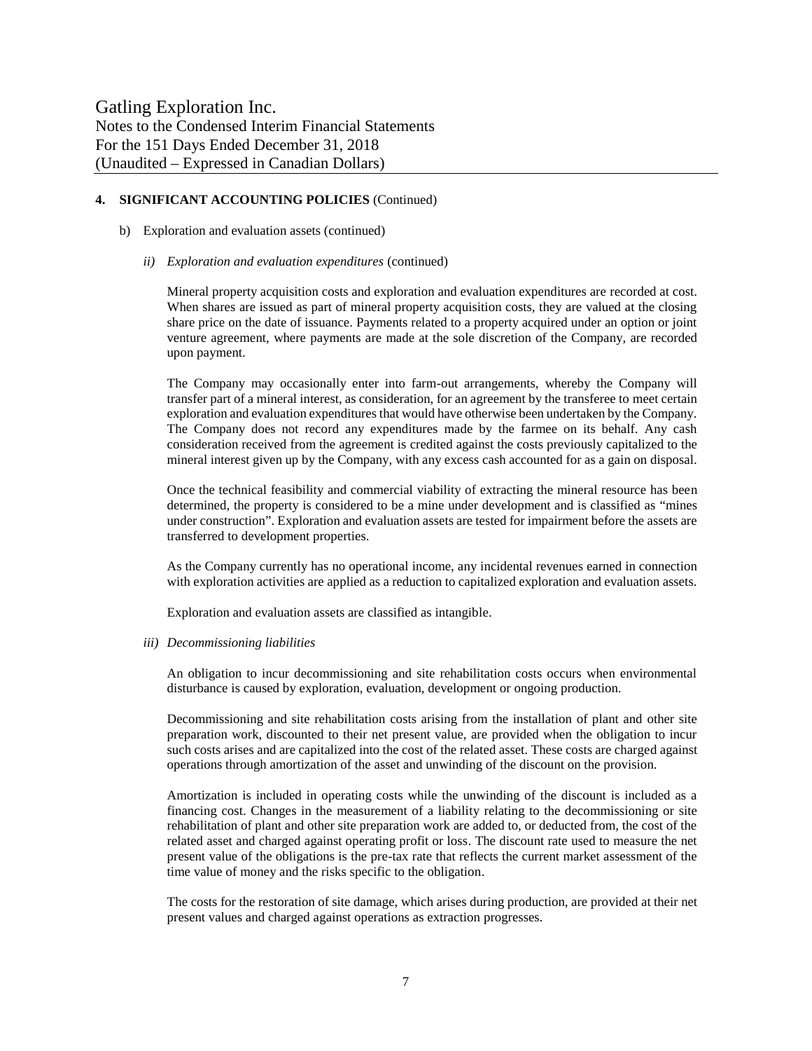#### 4. SIGNIFICANT ACCOUNTING POLICIES (Continued)

b) Exploration and evaluation assets (continued)

*ii) Exploration and evaluation expenditures* (continued)

Mineral property acquisition costs and exploration and evaluation expenditures are recorded at cost. When shares are issued as part of mineral property acquisition costs, they are valued at the closing share price on the date of issuance. Payments related to a property acquired under an option or joint venture agreement, where payments are made at the sole discretion of the Company, are recorded upon payment.

The Company may occasionally enter into farm-out arrangements, whereby the Company will transfer part of a mineral interest, as consideration, for an agreement by the transferee to meet certain exploration and evaluation expenditures that would have otherwise been undertaken by the Company. The Company does not record any expenditures made by the farmee on its behalf. Any cash consideration received from the agreement is credited against the costs previously capitalized to the mineral interest given up by the Company, with any excess cash accounted for as a gain on disposal.

Once the technical feasibility and commercial viability of extracting the mineral resource has been determined, the property is considered to be a mine under development and is classified as "mines under construction". Exploration and evaluation assets are tested for impairment before the assets are transferred to development properties.

As the Company currently has no operational income, any incidental revenues earned in connection with exploration activities are applied as a reduction to capitalized exploration and evaluation assets.

Exploration and evaluation assets are classified as intangible.

*iii) Decommissioning liabilities*

An obligation to incur decommissioning and site rehabilitation costs occurs when environmental disturbance is caused by exploration, evaluation, development or ongoing production.

Decommissioning and site rehabilitation costs arising from the installation of plant and other site preparation work, discounted to their net present value, are provided when the obligation to incur such costs arises and are capitalized into the cost of the related asset. These costs are charged against operations through amortization of the asset and unwinding of the discount on the provision.

Amortization is included in operating costs while the unwinding of the discount is included as a financing cost. Changes in the measurement of a liability relating to the decommissioning or site rehabilitation of plant and other site preparation work are added to, or deducted from, the cost of the related asset and charged against operating profit or loss. The discount rate used to measure the net present value of the obligations is the pre-tax rate that reflects the current market assessment of the time value of money and the risks specific to the obligation.

The costs for the restoration of site damage, which arises during production, are provided at their net present values and charged against operations as extraction progresses.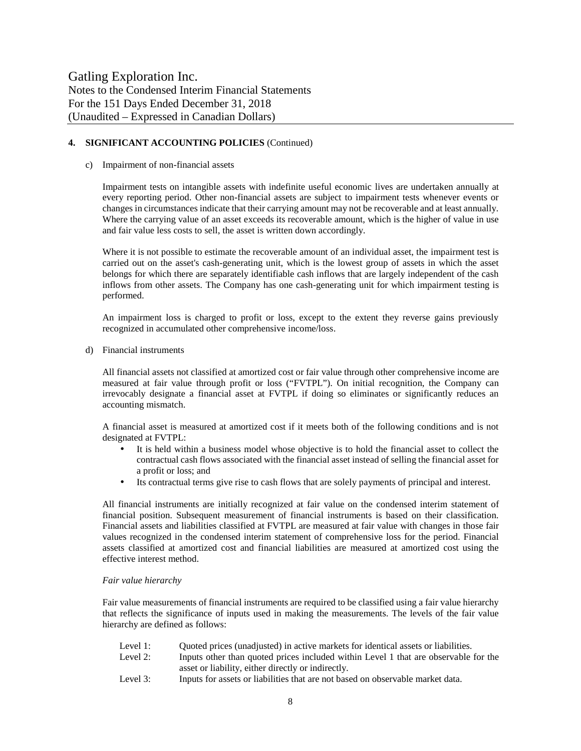## 4. SIGNIFICANT ACCOUNTING POLICIES (Continued)

c) Impairment of non-financial assets

Impairment tests on intangible assets with indefinite useful economic lives are undertaken annually at every reporting period. Other non-financial assets are subject to impairment tests whenever events or changes in circumstances indicate that their carrying amount may not be recoverable and at least annually. Where the carrying value of an asset exceeds its recoverable amount, which is the higher of value in use and fair value less costs to sell, the asset is written down accordingly.

Where it is not possible to estimate the recoverable amount of an individual asset, the impairment test is carried out on the asset's cash-generating unit, which is the lowest group of assets in which the asset belongs for which there are separately identifiable cash inflows that are largely independent of the cash inflows from other assets. The Company has one cash-generating unit for which impairment testing is performed.

An impairment loss is charged to profit or loss, except to the extent they reverse gains previously recognized in accumulated other comprehensive income/loss.

d) Financial instruments

All financial assets not classified at amortized cost or fair value through other comprehensive income are measured at fair value through profit or loss ("FVTPL"). On initial recognition, the Company can irrevocably designate a financial asset at FVTPL if doing so eliminates or significantly reduces an accounting mismatch.

A financial asset is measured at amortized cost if it meets both of the following conditions and is not designated at FVTPL:

- It is held within a business model whose objective is to hold the financial asset to collect the contractual cash flows associated with the financial asset instead of selling the financial asset for a profit or loss; and
- Its contractual terms give rise to cash flows that are solely payments of principal and interest.

All financial instruments are initially recognized at fair value on the condensed interim statement of financial position. Subsequent measurement of financial instruments is based on their classification. Financial assets and liabilities classified at FVTPL are measured at fair value with changes in those fair values recognized in the condensed interim statement of comprehensive loss for the period. Financial assets classified at amortized cost and financial liabilities are measured at amortized cost using the effective interest method.

*Fair value hierarchy*

Fair value measurements of financial instruments are required to be classified using a fair value hierarchy that reflects the significance of inputs used in making the measurements. The levels of the fair value hierarchy are defined as follows:

Level 1: Quoted prices (unadjusted) in active markets for identical assets or liabilities.
Level 2: Inputs other than quoted prices included within Level 1 that are observable for the asset or liability, either directly or indirectly.
Level 3: Inputs for assets or liabilities that are not based on observable market data.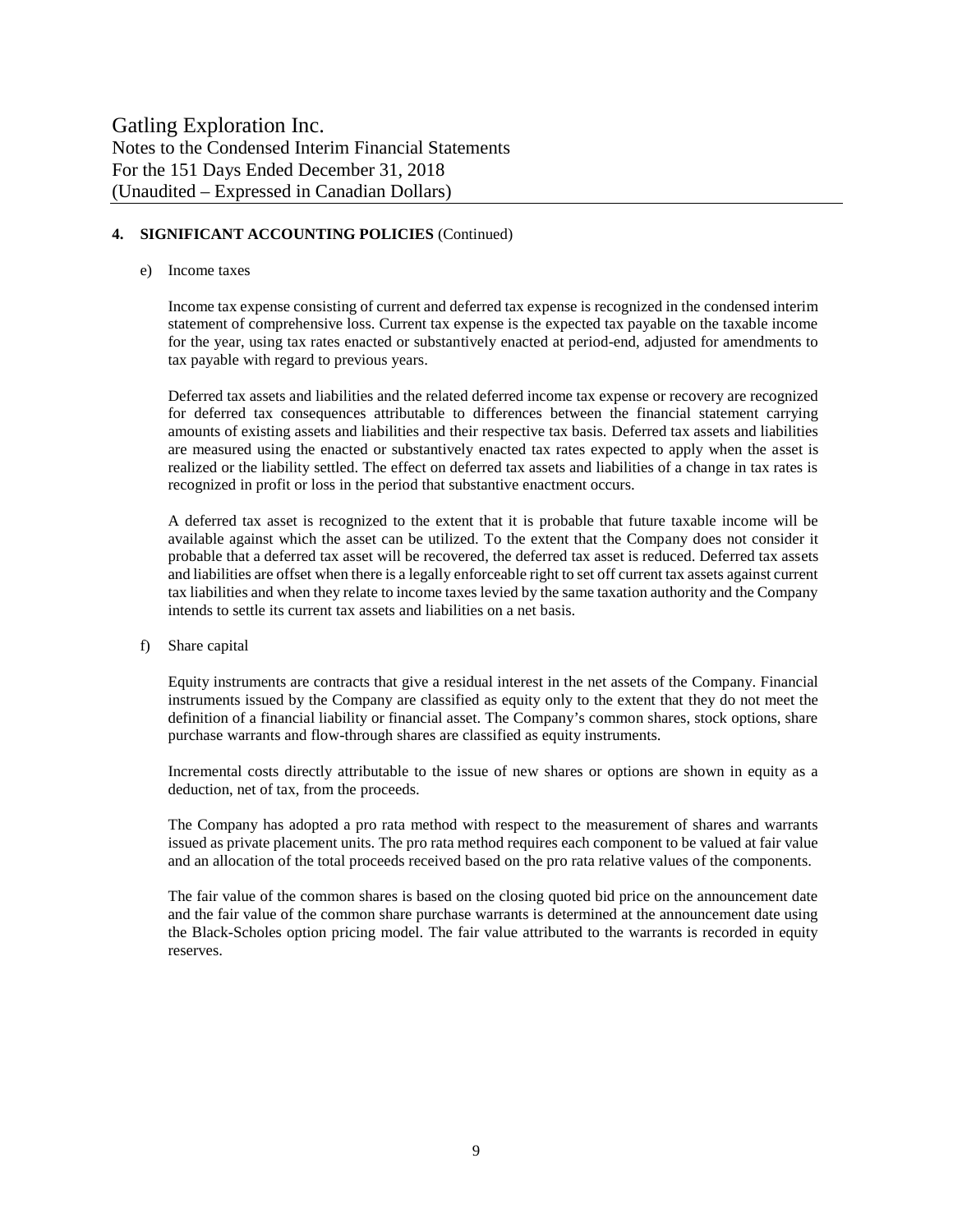## 4. SIGNIFICANT ACCOUNTING POLICIES (Continued)

e) Income taxes

Income tax expense consisting of current and deferred tax expense is recognized in the condensed interim statement of comprehensive loss. Current tax expense is the expected tax payable on the taxable income for the year, using tax rates enacted or substantively enacted at period-end, adjusted for amendments to tax payable with regard to previous years.

Deferred tax assets and liabilities and the related deferred income tax expense or recovery are recognized for deferred tax consequences attributable to differences between the financial statement carrying amounts of existing assets and liabilities and their respective tax basis. Deferred tax assets and liabilities are measured using the enacted or substantively enacted tax rates expected to apply when the asset is realized or the liability settled. The effect on deferred tax assets and liabilities of a change in tax rates is recognized in profit or loss in the period that substantive enactment occurs.

A deferred tax asset is recognized to the extent that it is probable that future taxable income will be available against which the asset can be utilized. To the extent that the Company does not consider it probable that a deferred tax asset will be recovered, the deferred tax asset is reduced. Deferred tax assets and liabilities are offset when there is a legally enforceable right to set off current tax assets against current tax liabilities and when they relate to income taxes levied by the same taxation authority and the Company intends to settle its current tax assets and liabilities on a net basis.

f) Share capital

Equity instruments are contracts that give a residual interest in the net assets of the Company. Financial instruments issued by the Company are classified as equity only to the extent that they do not meet the definition of a financial liability or financial asset. The Company's common shares, stock options, share purchase warrants and flow-through shares are classified as equity instruments.

Incremental costs directly attributable to the issue of new shares or options are shown in equity as a deduction, net of tax, from the proceeds.

The Company has adopted a pro rata method with respect to the measurement of shares and warrants issued as private placement units. The pro rata method requires each component to be valued at fair value and an allocation of the total proceeds received based on the pro rata relative values of the components.

The fair value of the common shares is based on the closing quoted bid price on the announcement date and the fair value of the common share purchase warrants is determined at the announcement date using the Black-Scholes option pricing model. The fair value attributed to the warrants is recorded in equity reserves.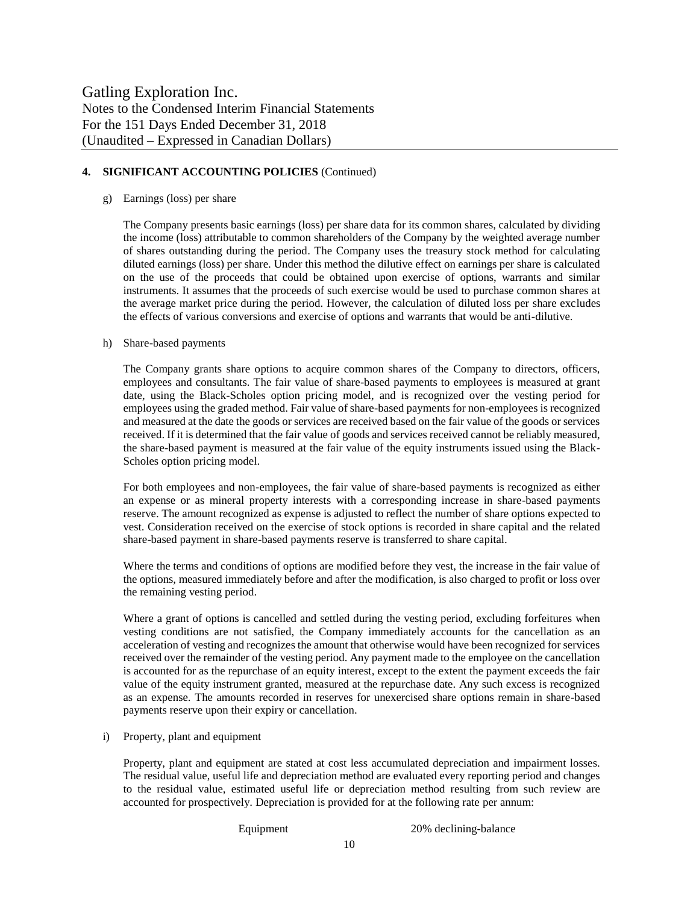## 4. SIGNIFICANT ACCOUNTING POLICIES (Continued)

g) Earnings (loss) per share

The Company presents basic earnings (loss) per share data for its common shares, calculated by dividing the income (loss) attributable to common shareholders of the Company by the weighted average number of shares outstanding during the period. The Company uses the treasury stock method for calculating diluted earnings (loss) per share. Under this method the dilutive effect on earnings per share is calculated on the use of the proceeds that could be obtained upon exercise of options, warrants and similar instruments. It assumes that the proceeds of such exercise would be used to purchase common shares at the average market price during the period. However, the calculation of diluted loss per share excludes the effects of various conversions and exercise of options and warrants that would be anti-dilutive.

h) Share-based payments

The Company grants share options to acquire common shares of the Company to directors, officers, employees and consultants. The fair value of share-based payments to employees is measured at grant date, using the Black-Scholes option pricing model, and is recognized over the vesting period for employees using the graded method. Fair value of share-based payments for non-employees is recognized and measured at the date the goods or services are received based on the fair value of the goods or services received. If it is determined that the fair value of goods and services received cannot be reliably measured, the share-based payment is measured at the fair value of the equity instruments issued using the Black-Scholes option pricing model.

For both employees and non-employees, the fair value of share-based payments is recognized as either an expense or as mineral property interests with a corresponding increase in share-based payments reserve. The amount recognized as expense is adjusted to reflect the number of share options expected to vest. Consideration received on the exercise of stock options is recorded in share capital and the related share-based payment in share-based payments reserve is transferred to share capital.

Where the terms and conditions of options are modified before they vest, the increase in the fair value of the options, measured immediately before and after the modification, is also charged to profit or loss over the remaining vesting period.

Where a grant of options is cancelled and settled during the vesting period, excluding forfeitures when vesting conditions are not satisfied, the Company immediately accounts for the cancellation as an acceleration of vesting and recognizes the amount that otherwise would have been recognized for services received over the remainder of the vesting period. Any payment made to the employee on the cancellation is accounted for as the repurchase of an equity interest, except to the extent the payment exceeds the fair value of the equity instrument granted, measured at the repurchase date. Any such excess is recognized as an expense. The amounts recorded in reserves for unexercised share options remain in share-based payments reserve upon their expiry or cancellation.

i) Property, plant and equipment

Property, plant and equipment are stated at cost less accumulated depreciation and impairment losses. The residual value, useful life and depreciation method are evaluated every reporting period and changes to the residual value, estimated useful life or depreciation method resulting from such review are accounted for prospectively. Depreciation is provided for at the following rate per annum:

| | |
|---|---|
| Equipment | 20% declining-balance |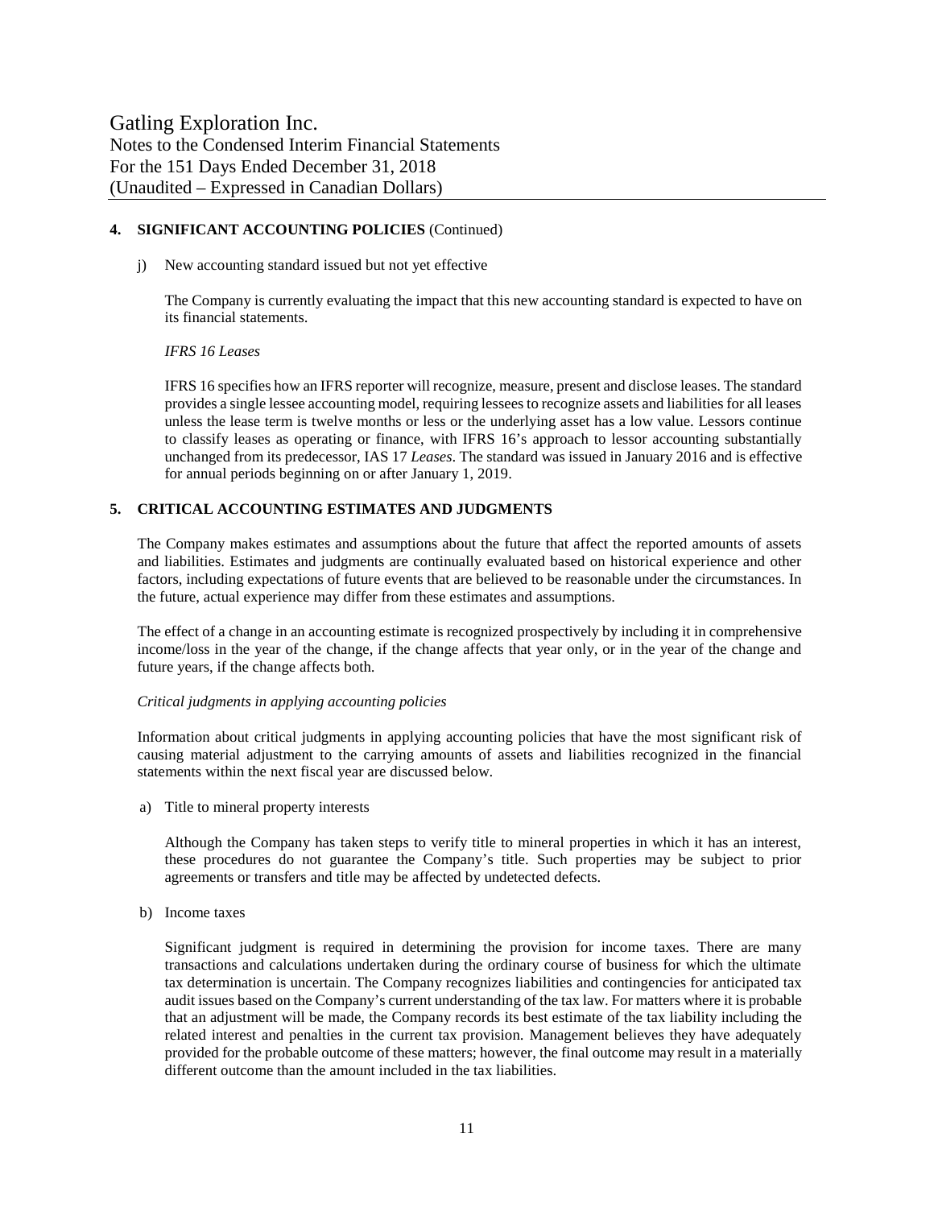## 4. SIGNIFICANT ACCOUNTING POLICIES (Continued)

j) New accounting standard issued but not yet effective

The Company is currently evaluating the impact that this new accounting standard is expected to have on its financial statements.

*IFRS 16 Leases*

IFRS 16 specifies how an IFRS reporter will recognize, measure, present and disclose leases. The standard provides a single lessee accounting model, requiring lessees to recognize assets and liabilities for all leases unless the lease term is twelve months or less or the underlying asset has a low value. Lessors continue to classify leases as operating or finance, with IFRS 16's approach to lessor accounting substantially unchanged from its predecessor, IAS 17 *Leases*. The standard was issued in January 2016 and is effective for annual periods beginning on or after January 1, 2019.

## 5. CRITICAL ACCOUNTING ESTIMATES AND JUDGMENTS

The Company makes estimates and assumptions about the future that affect the reported amounts of assets and liabilities. Estimates and judgments are continually evaluated based on historical experience and other factors, including expectations of future events that are believed to be reasonable under the circumstances. In the future, actual experience may differ from these estimates and assumptions.

The effect of a change in an accounting estimate is recognized prospectively by including it in comprehensive income/loss in the year of the change, if the change affects that year only, or in the year of the change and future years, if the change affects both.

*Critical judgments in applying accounting policies*

Information about critical judgments in applying accounting policies that have the most significant risk of causing material adjustment to the carrying amounts of assets and liabilities recognized in the financial statements within the next fiscal year are discussed below.

a) Title to mineral property interests

Although the Company has taken steps to verify title to mineral properties in which it has an interest, these procedures do not guarantee the Company's title. Such properties may be subject to prior agreements or transfers and title may be affected by undetected defects.

b) Income taxes

Significant judgment is required in determining the provision for income taxes. There are many transactions and calculations undertaken during the ordinary course of business for which the ultimate tax determination is uncertain. The Company recognizes liabilities and contingencies for anticipated tax audit issues based on the Company's current understanding of the tax law. For matters where it is probable that an adjustment will be made, the Company records its best estimate of the tax liability including the related interest and penalties in the current tax provision. Management believes they have adequately provided for the probable outcome of these matters; however, the final outcome may result in a materially different outcome than the amount included in the tax liabilities.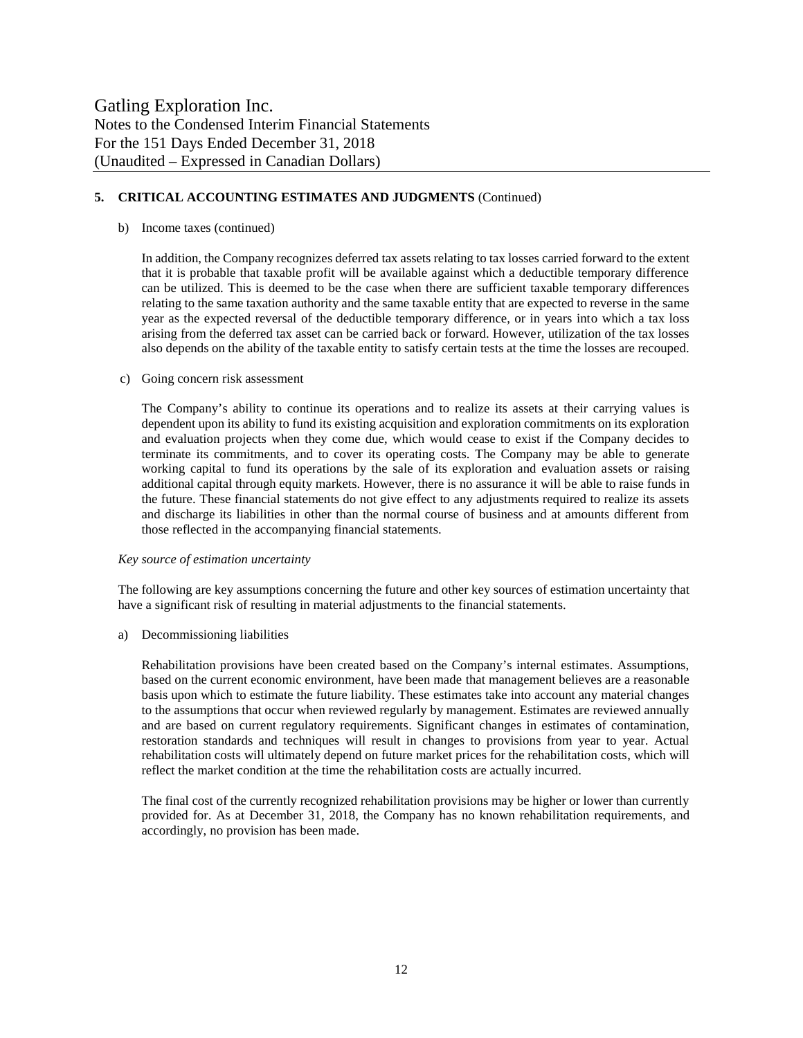## 5. CRITICAL ACCOUNTING ESTIMATES AND JUDGMENTS (Continued)

b) Income taxes (continued)

In addition, the Company recognizes deferred tax assets relating to tax losses carried forward to the extent that it is probable that taxable profit will be available against which a deductible temporary difference can be utilized. This is deemed to be the case when there are sufficient taxable temporary differences relating to the same taxation authority and the same taxable entity that are expected to reverse in the same year as the expected reversal of the deductible temporary difference, or in years into which a tax loss arising from the deferred tax asset can be carried back or forward. However, utilization of the tax losses also depends on the ability of the taxable entity to satisfy certain tests at the time the losses are recouped.

c) Going concern risk assessment

The Company's ability to continue its operations and to realize its assets at their carrying values is dependent upon its ability to fund its existing acquisition and exploration commitments on its exploration and evaluation projects when they come due, which would cease to exist if the Company decides to terminate its commitments, and to cover its operating costs. The Company may be able to generate working capital to fund its operations by the sale of its exploration and evaluation assets or raising additional capital through equity markets. However, there is no assurance it will be able to raise funds in the future. These financial statements do not give effect to any adjustments required to realize its assets and discharge its liabilities in other than the normal course of business and at amounts different from those reflected in the accompanying financial statements.

*Key source of estimation uncertainty*

The following are key assumptions concerning the future and other key sources of estimation uncertainty that have a significant risk of resulting in material adjustments to the financial statements.

a) Decommissioning liabilities

Rehabilitation provisions have been created based on the Company's internal estimates. Assumptions, based on the current economic environment, have been made that management believes are a reasonable basis upon which to estimate the future liability. These estimates take into account any material changes to the assumptions that occur when reviewed regularly by management. Estimates are reviewed annually and are based on current regulatory requirements. Significant changes in estimates of contamination, restoration standards and techniques will result in changes to provisions from year to year. Actual rehabilitation costs will ultimately depend on future market prices for the rehabilitation costs, which will reflect the market condition at the time the rehabilitation costs are actually incurred.

The final cost of the currently recognized rehabilitation provisions may be higher or lower than currently provided for. As at December 31, 2018, the Company has no known rehabilitation requirements, and accordingly, no provision has been made.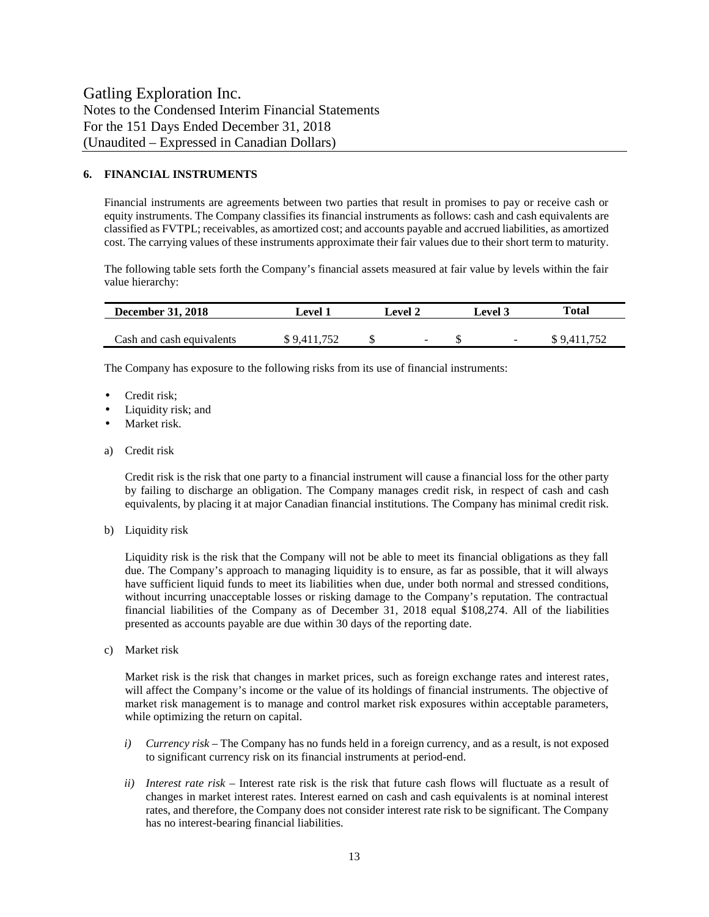## 6. FINANCIAL INSTRUMENTS

Financial instruments are agreements between two parties that result in promises to pay or receive cash or equity instruments. The Company classifies its financial instruments as follows: cash and cash equivalents are classified as FVTPL; receivables, as amortized cost; and accounts payable and accrued liabilities, as amortized cost. The carrying values of these instruments approximate their fair values due to their short term to maturity.

The following table sets forth the Company's financial assets measured at fair value by levels within the fair value hierarchy:

| December 31, 2018 | Level 1 | Level 2 | Level 3 | Total |
|---|---|---|---|---|
| Cash and cash equivalents | $ 9,411,752 | $ - | $ - | $ 9,411,752 |

The Company has exposure to the following risks from its use of financial instruments:

- Credit risk;
- Liquidity risk; and
- Market risk.

a) Credit risk

Credit risk is the risk that one party to a financial instrument will cause a financial loss for the other party by failing to discharge an obligation. The Company manages credit risk, in respect of cash and cash equivalents, by placing it at major Canadian financial institutions. The Company has minimal credit risk.

b) Liquidity risk

Liquidity risk is the risk that the Company will not be able to meet its financial obligations as they fall due. The Company's approach to managing liquidity is to ensure, as far as possible, that it will always have sufficient liquid funds to meet its liabilities when due, under both normal and stressed conditions, without incurring unacceptable losses or risking damage to the Company's reputation. The contractual financial liabilities of the Company as of December 31, 2018 equal $108,274. All of the liabilities presented as accounts payable are due within 30 days of the reporting date.

c) Market risk

Market risk is the risk that changes in market prices, such as foreign exchange rates and interest rates, will affect the Company's income or the value of its holdings of financial instruments. The objective of market risk management is to manage and control market risk exposures within acceptable parameters, while optimizing the return on capital.

*i) Currency risk* – The Company has no funds held in a foreign currency, and as a result, is not exposed to significant currency risk on its financial instruments at period-end.

*ii) Interest rate risk* – Interest rate risk is the risk that future cash flows will fluctuate as a result of changes in market interest rates. Interest earned on cash and cash equivalents is at nominal interest rates, and therefore, the Company does not consider interest rate risk to be significant. The Company has no interest-bearing financial liabilities.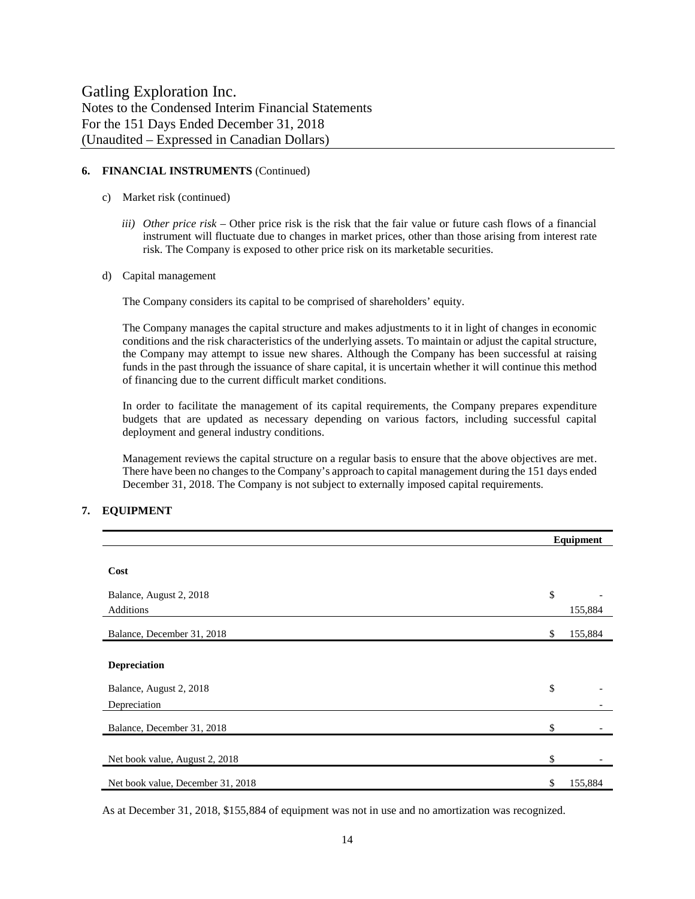## 6. FINANCIAL INSTRUMENTS (Continued)

c) Market risk (continued)

*iii) Other price risk* – Other price risk is the risk that the fair value or future cash flows of a financial instrument will fluctuate due to changes in market prices, other than those arising from interest rate risk. The Company is exposed to other price risk on its marketable securities.

d) Capital management

The Company considers its capital to be comprised of shareholders' equity.

The Company manages the capital structure and makes adjustments to it in light of changes in economic conditions and the risk characteristics of the underlying assets. To maintain or adjust the capital structure, the Company may attempt to issue new shares. Although the Company has been successful at raising funds in the past through the issuance of share capital, it is uncertain whether it will continue this method of financing due to the current difficult market conditions.

In order to facilitate the management of its capital requirements, the Company prepares expenditure budgets that are updated as necessary depending on various factors, including successful capital deployment and general industry conditions.

Management reviews the capital structure on a regular basis to ensure that the above objectives are met. There have been no changes to the Company's approach to capital management during the 151 days ended December 31, 2018. The Company is not subject to externally imposed capital requirements.

## 7. EQUIPMENT

| | Equipment |
|---|---|
| **Cost** | |
| Balance, August 2, 2018 | $ - |
| Additions | 155,884 |
| Balance, December 31, 2018 | $ 155,884 |
| **Depreciation** | |
| Balance, August 2, 2018 | $ - |
| Depreciation | - |
| Balance, December 31, 2018 | $ - |
| Net book value, August 2, 2018 | $ - |
| Net book value, December 31, 2018 | $ 155,884 |

As at December 31, 2018, $155,884 of equipment was not in use and no amortization was recognized.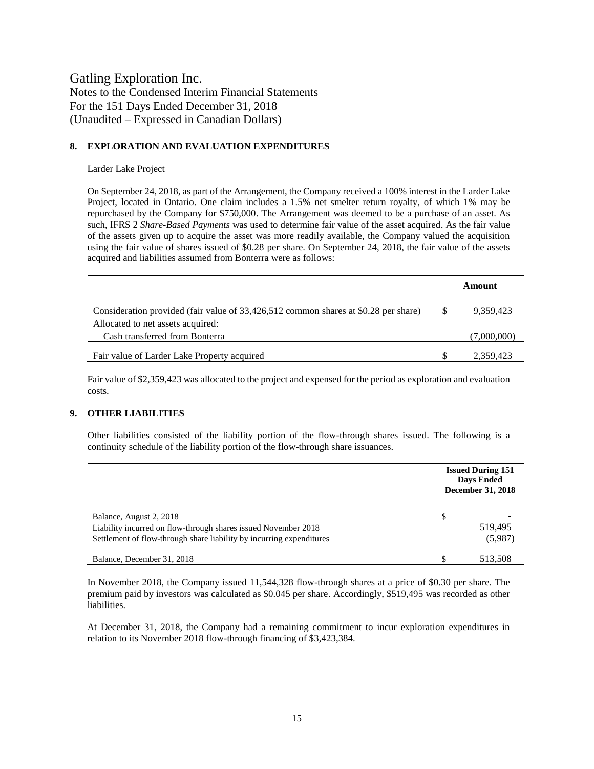## 8. EXPLORATION AND EVALUATION EXPENDITURES

Larder Lake Project

On September 24, 2018, as part of the Arrangement, the Company received a 100% interest in the Larder Lake Project, located in Ontario. One claim includes a 1.5% net smelter return royalty, of which 1% may be repurchased by the Company for $750,000. The Arrangement was deemed to be a purchase of an asset. As such, IFRS 2 *Share-Based Payments* was used to determine fair value of the asset acquired. As the fair value of the assets given up to acquire the asset was more readily available, the Company valued the acquisition using the fair value of shares issued of $0.28 per share. On September 24, 2018, the fair value of the assets acquired and liabilities assumed from Bonterra were as follows:

| | | Amount |
|---|---|---|
| Consideration provided (fair value of 33,426,512 common shares at $0.28 per share) | $ | 9,359,423 |
| Allocated to net assets acquired: | | |
| Cash transferred from Bonterra | | (7,000,000) |
| Fair value of Larder Lake Property acquired | $ | 2,359,423 |

Fair value of $2,359,423 was allocated to the project and expensed for the period as exploration and evaluation costs.

## 9. OTHER LIABILITIES

Other liabilities consisted of the liability portion of the flow-through shares issued. The following is a continuity schedule of the liability portion of the flow-through share issuances.

| | | Issued During 151 Days Ended December 31, 2018 |
|---|---|---|
| Balance, August 2, 2018 | $ | - |
| Liability incurred on flow-through shares issued November 2018 | | 519,495 |
| Settlement of flow-through share liability by incurring expenditures | | (5,987) |
| Balance, December 31, 2018 | $ | 513,508 |

In November 2018, the Company issued 11,544,328 flow-through shares at a price of $0.30 per share. The premium paid by investors was calculated as $0.045 per share. Accordingly, $519,495 was recorded as other liabilities.

At December 31, 2018, the Company had a remaining commitment to incur exploration expenditures in relation to its November 2018 flow-through financing of $3,423,384.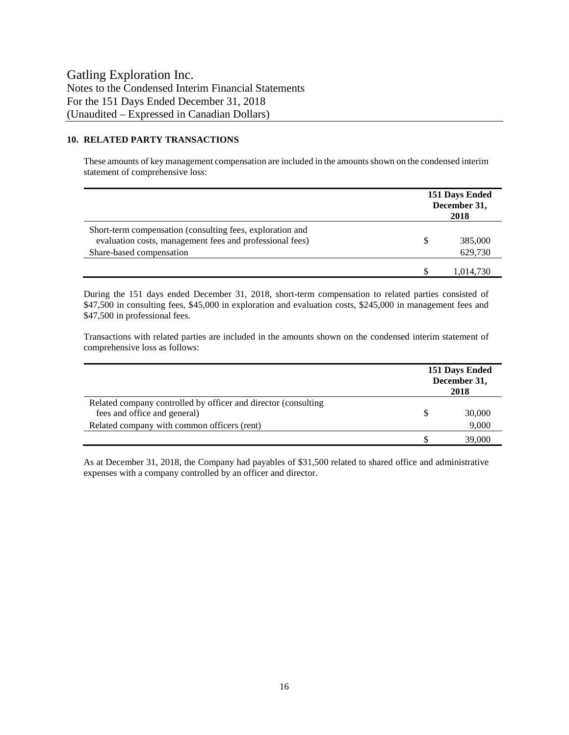## 10. RELATED PARTY TRANSACTIONS

These amounts of key management compensation are included in the amounts shown on the condensed interim statement of comprehensive loss:

| | 151 Days Ended December 31, 2018 |
|---|---|
| Short-term compensation (consulting fees, exploration and evaluation costs, management fees and professional fees) | $ 385,000 |
| Share-based compensation | 629,730 |
| | $ 1,014,730 |

During the 151 days ended December 31, 2018, short-term compensation to related parties consisted of $47,500 in consulting fees, $45,000 in exploration and evaluation costs, $245,000 in management fees and $47,500 in professional fees.

Transactions with related parties are included in the amounts shown on the condensed interim statement of comprehensive loss as follows:

| | 151 Days Ended December 31, 2018 |
|---|---|
| Related company controlled by officer and director (consulting fees and office and general) | $ 30,000 |
| Related company with common officers (rent) | 9,000 |
| | $ 39,000 |

As at December 31, 2018, the Company had payables of $31,500 related to shared office and administrative expenses with a company controlled by an officer and director.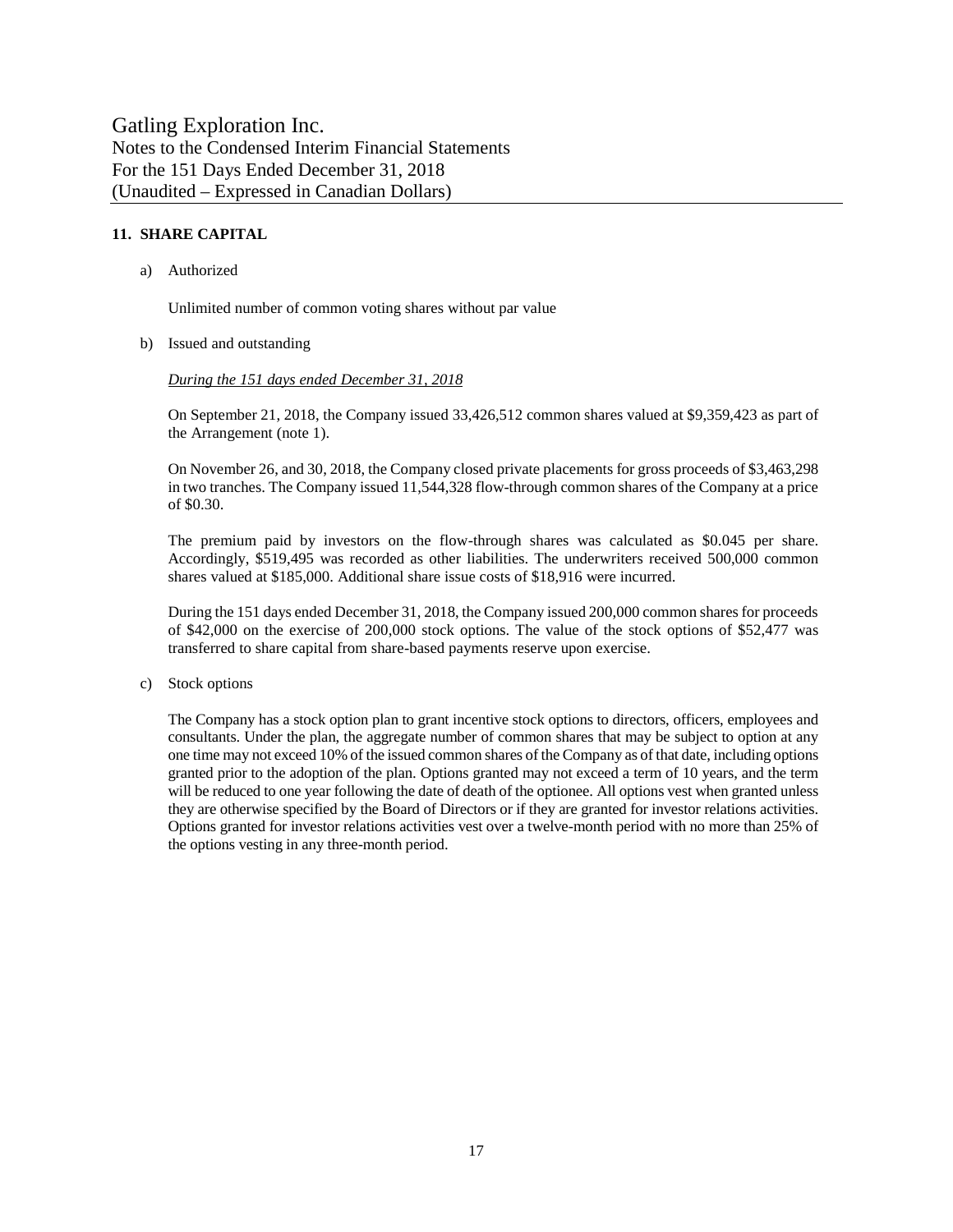## 11. SHARE CAPITAL

a) Authorized

Unlimited number of common voting shares without par value

b) Issued and outstanding

*During the 151 days ended December 31, 2018*

On September 21, 2018, the Company issued 33,426,512 common shares valued at $9,359,423 as part of the Arrangement (note 1).

On November 26, and 30, 2018, the Company closed private placements for gross proceeds of $3,463,298 in two tranches. The Company issued 11,544,328 flow-through common shares of the Company at a price of $0.30.

The premium paid by investors on the flow-through shares was calculated as $0.045 per share. Accordingly, $519,495 was recorded as other liabilities. The underwriters received 500,000 common shares valued at $185,000. Additional share issue costs of $18,916 were incurred.

During the 151 days ended December 31, 2018, the Company issued 200,000 common shares for proceeds of $42,000 on the exercise of 200,000 stock options. The value of the stock options of $52,477 was transferred to share capital from share-based payments reserve upon exercise.

c) Stock options

The Company has a stock option plan to grant incentive stock options to directors, officers, employees and consultants. Under the plan, the aggregate number of common shares that may be subject to option at any one time may not exceed 10% of the issued common shares of the Company as of that date, including options granted prior to the adoption of the plan. Options granted may not exceed a term of 10 years, and the term will be reduced to one year following the date of death of the optionee. All options vest when granted unless they are otherwise specified by the Board of Directors or if they are granted for investor relations activities. Options granted for investor relations activities vest over a twelve-month period with no more than 25% of the options vesting in any three-month period.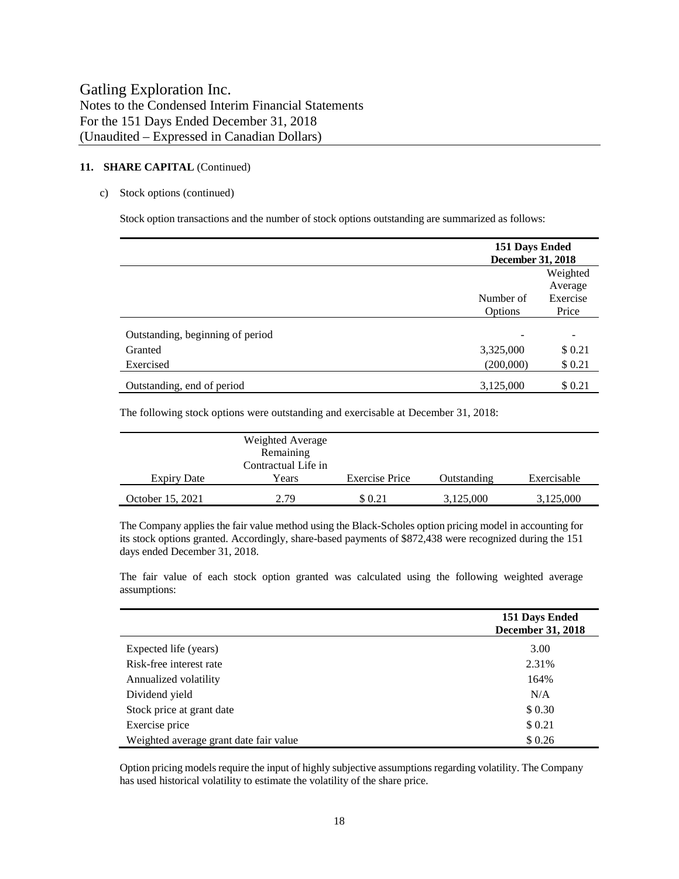## 11. SHARE CAPITAL (Continued)

c) Stock options (continued)

Stock option transactions and the number of stock options outstanding are summarized as follows:

| | 151 Days Ended December 31, 2018 | |
|---|---|---|
| | Number of Options | Weighted Average Exercise Price |
| Outstanding, beginning of period | - | - |
| Granted | 3,325,000 | $ 0.21 |
| Exercised | (200,000) | $ 0.21 |
| Outstanding, end of period | 3,125,000 | $ 0.21 |

The following stock options were outstanding and exercisable at December 31, 2018:

| Expiry Date | Weighted Average Remaining Contractual Life in Years | Exercise Price | Outstanding | Exercisable |
|---|---|---|---|---|
| October 15, 2021 | 2.79 | $ 0.21 | 3,125,000 | 3,125,000 |

The Company applies the fair value method using the Black-Scholes option pricing model in accounting for its stock options granted. Accordingly, share-based payments of $872,438 were recognized during the 151 days ended December 31, 2018.

The fair value of each stock option granted was calculated using the following weighted average assumptions:

| | 151 Days Ended December 31, 2018 |
|---|---|
| Expected life (years) | 3.00 |
| Risk-free interest rate | 2.31% |
| Annualized volatility | 164% |
| Dividend yield | N/A |
| Stock price at grant date | $ 0.30 |
| Exercise price | $ 0.21 |
| Weighted average grant date fair value | $ 0.26 |

Option pricing models require the input of highly subjective assumptions regarding volatility. The Company has used historical volatility to estimate the volatility of the share price.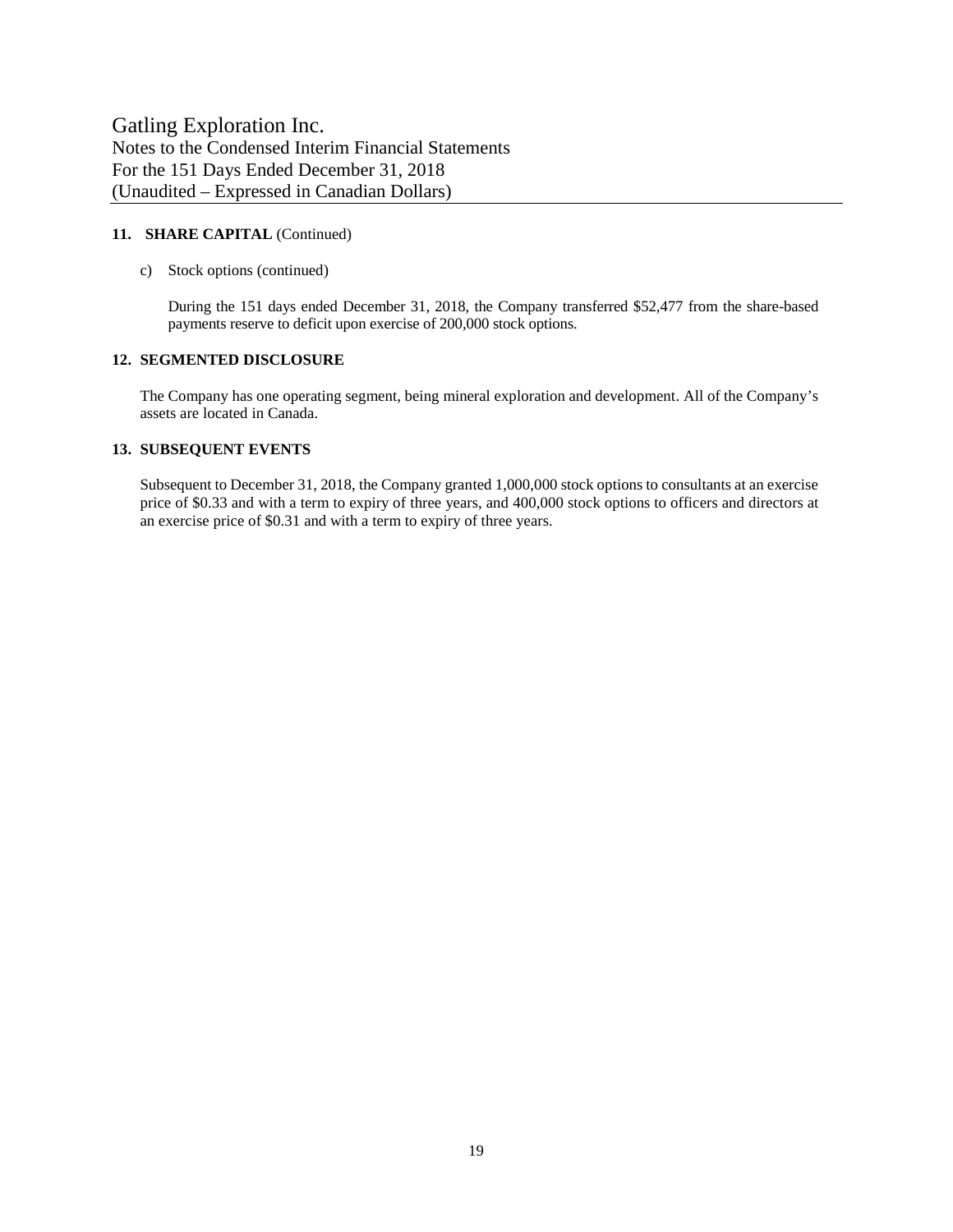### 11. SHARE CAPITAL (Continued)

c) Stock options (continued)

During the 151 days ended December 31, 2018, the Company transferred $52,477 from the share-based payments reserve to deficit upon exercise of 200,000 stock options.

### 12. SEGMENTED DISCLOSURE

The Company has one operating segment, being mineral exploration and development. All of the Company's assets are located in Canada.

### 13. SUBSEQUENT EVENTS

Subsequent to December 31, 2018, the Company granted 1,000,000 stock options to consultants at an exercise price of $0.33 and with a term to expiry of three years, and 400,000 stock options to officers and directors at an exercise price of $0.31 and with a term to expiry of three years.